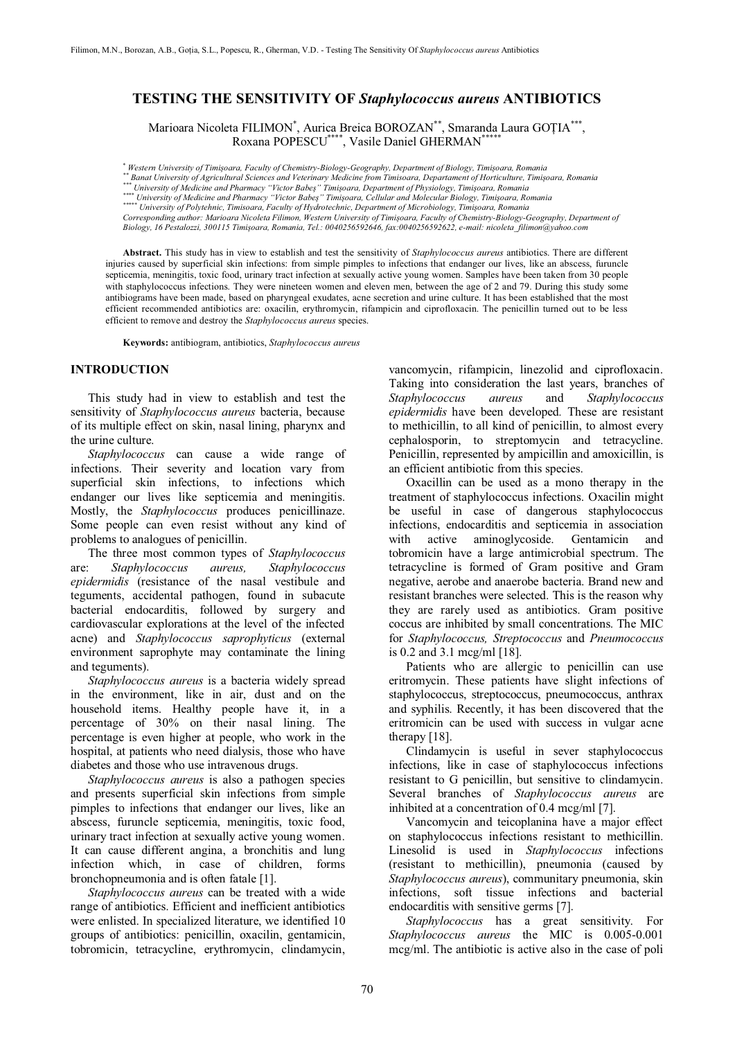# TESTING THE SENSITIVITY OF *Staphylococcus aureus* ANTIBIOTICS

Marioara Nicoleta FILIMON[*], Aurica Breica BOROZAN[**], Smaranda Laura GOȚIA[***], Roxana POPESCU[****], Vasile Daniel GHERMAN[*****]

[*] *Western University of Timişoara, Faculty of Chemistry-Biology-Geography, Department of Biology, Timişoara, Romania*
[**] *Banat University of Agricultural Sciences and Veterinary Medicine from Timisoara, Department of Horticulture, Timişoara, Romania*
[***] *University of Medicine and Pharmacy "Victor Babeş" Timişoara, Department of Physiology, Timişoara, Romania*
[****] *University of Medicine and Pharmacy "Victor Babeş" Timişoara, Cellular and Molecular Biology, Timişoara, Romania*
[*****] *University of Polytehnic, Timisoara, Faculty of Hydrotechnic, Department of Microbiology, Timişoara, Romania*
*Corresponding author: Marioara Nicoleta Filimon, Western University of Timişoara, Faculty of Chemistry-Biology-Geography, Department of Biology, 16 Pestalozzi, 300115 Timişoara, Romania, Tel.: 0040256592646, fax:0040256592622, e-mail: nicoleta_filimon@yahoo.com*

**Abstract.** This study has in view to establish and test the sensitivity of *Staphylococcus aureus* antibiotics. There are different injuries caused by superficial skin infections: from simple pimples to infections that endanger our lives, like an abscess, furuncle septicemia, meningitis, toxic food, urinary tract infection at sexually active young women. Samples have been taken from 30 people with staphylococcus infections. They were nineteen women and eleven men, between the age of 2 and 79. During this study some antibiograms have been made, based on pharyngeal exudates, acne secretion and urine culture. It has been established that the most efficient recommended antibiotics are: oxacilin, erythromycin, rifampicin and ciprofloxacin. The penicillin turned out to be less efficient to remove and destroy the *Staphylococcus aureus* species.

**Keywords:** antibiogram, antibiotics, *Staphylococcus aureus*

## INTRODUCTION

This study had in view to establish and test the sensitivity of *Staphylococcus aureus* bacteria, because of its multiple effect on skin, nasal lining, pharynx and the urine culture.

*Staphylococcus* can cause a wide range of infections. Their severity and location vary from superficial skin infections, to infections which endanger our lives like septicemia and meningitis. Mostly, the *Staphylococcus* produces penicillinaze. Some people can even resist without any kind of problems to analogues of penicillin.

The three most common types of *Staphylococcus* are: *Staphylococcus aureus, Staphylococcus epidermidis* (resistance of the nasal vestibule and teguments, accidental pathogen, found in subacute bacterial endocarditis, followed by surgery and cardiovascular explorations at the level of the infected acne) and *Staphylococcus saprophyticus* (external environment saprophyte may contaminate the lining and teguments).

*Staphylococcus aureus* is a bacteria widely spread in the environment, like in air, dust and on the household items. Healthy people have it, in a percentage of 30% on their nasal lining. The percentage is even higher at people, who work in the hospital, at patients who need dialysis, those who have diabetes and those who use intravenous drugs.

*Staphylococcus aureus* is also a pathogen species and presents superficial skin infections from simple pimples to infections that endanger our lives, like an abscess, furuncle septicemia, meningitis, toxic food, urinary tract infection at sexually active young women. It can cause different angina, a bronchitis and lung infection which, in case of children, forms bronchopneumonia and is often fatale [1].

*Staphylococcus aureus* can be treated with a wide range of antibiotics. Efficient and inefficient antibiotics were enlisted. In specialized literature, we identified 10 groups of antibiotics: penicillin, oxacilin, gentamicin, tobromicin, tetracycline, erythromycin, clindamycin, vancomycin, rifampicin, linezolid and ciprofloxacin. Taking into consideration the last years, branches of *Staphylococcus aureus* and *Staphylococcus epidermidis* have been developed. These are resistant to methicillin, to all kind of penicillin, to almost every cephalosporin, to streptomycin and tetracycline. Penicillin, represented by ampicillin and amoxicillin, is an efficient antibiotic from this species.

Oxacillin can be used as a mono therapy in the treatment of staphylococcus infections. Oxacilin might be useful in case of dangerous staphylococcus infections, endocarditis and septicemia in association with active aminoglycoside. Gentamicin and tobromicin have a large antimicrobial spectrum. The tetracycline is formed of Gram positive and Gram negative, aerobe and anaerobe bacteria. Brand new and resistant branches were selected. This is the reason why they are rarely used as antibiotics. Gram positive coccus are inhibited by small concentrations. The MIC for *Staphylococcus, Streptococcus* and *Pneumococcus* is 0.2 and 3.1 mcg/ml [18].

Patients who are allergic to penicillin can use eritromycin. These patients have slight infections of staphylococcus, streptococcus, pneumococcus, anthrax and syphilis. Recently, it has been discovered that the eritromicin can be used with success in vulgar acne therapy [18].

Clindamycin is useful in sever staphylococcus infections, like in case of staphylococcus infections resistant to G penicillin, but sensitive to clindamycin. Several branches of *Staphylococcus aureus* are inhibited at a concentration of 0.4 mcg/ml [7].

Vancomycin and teicoplanina have a major effect on staphylococcus infections resistant to methicillin. Linesolid is used in *Staphylococcus* infections (resistant to methicillin), pneumonia (caused by *Staphylococcus aureus*), communitary pneumonia, skin infections, soft tissue infections and bacterial endocarditis with sensitive germs [7].

*Staphylococcus* has a great sensitivity. For *Staphylococcus aureus* the MIC is 0.005-0.001 mcg/ml. The antibiotic is active also in the case of poli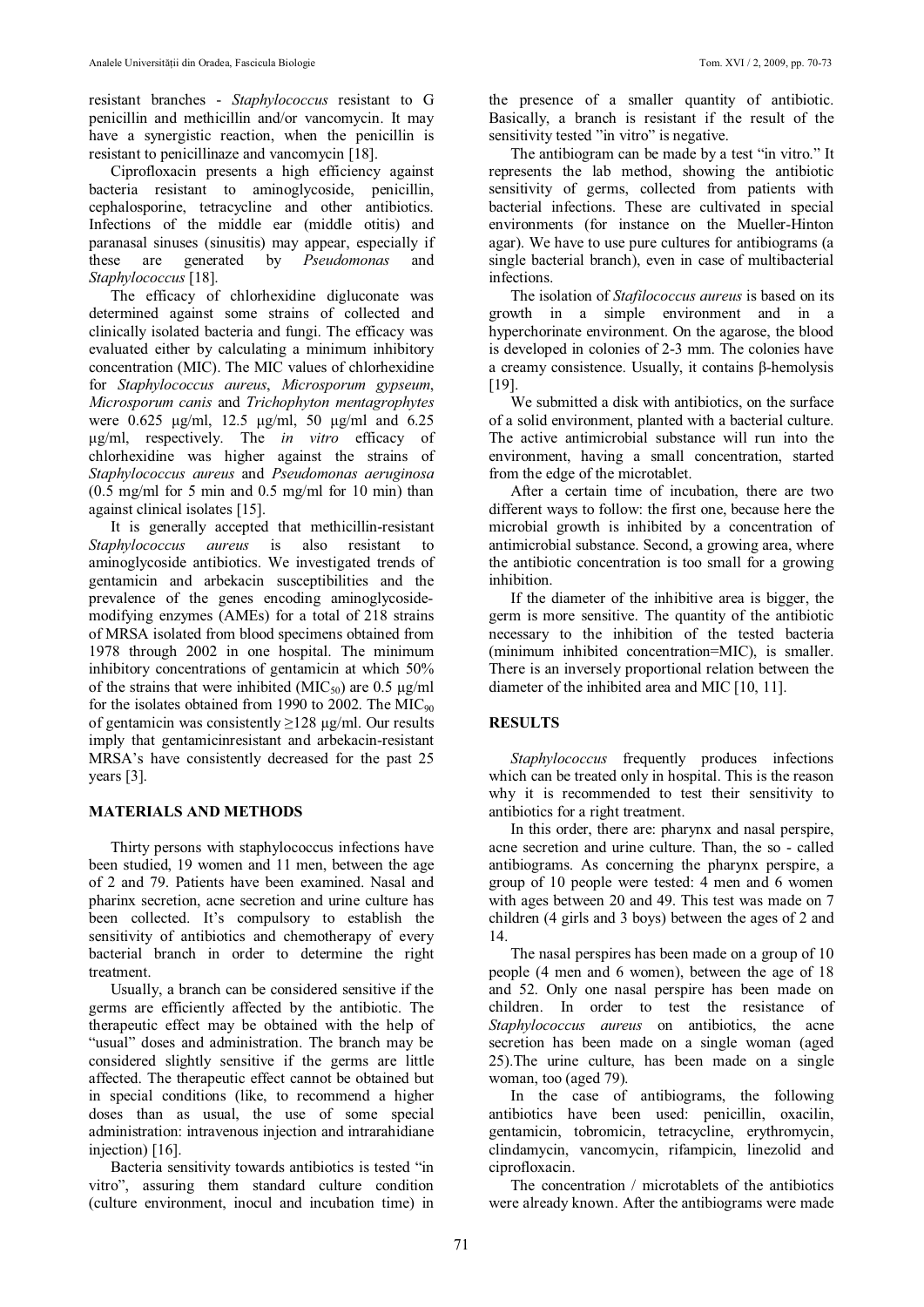resistant branches - *Staphylococcus* resistant to G penicillin and methicillin and/or vancomycin. It may have a synergistic reaction, when the penicillin is resistant to penicillinaze and vancomycin [18].

Ciprofloxacin presents a high efficiency against bacteria resistant to aminoglycoside, penicillin, cephalosporine, tetracycline and other antibiotics. Infections of the middle ear (middle otitis) and paranasal sinuses (sinusitis) may appear, especially if these are generated by *Pseudomonas* and *Staphylococcus* [18].

The efficacy of chlorhexidine digluconate was determined against some strains of collected and clinically isolated bacteria and fungi. The efficacy was evaluated either by calculating a minimum inhibitory concentration (MIC). The MIC values of chlorhexidine for *Staphylococcus aureus*, *Microsporum gypseum*, *Microsporum canis* and *Trichophyton mentagrophytes* were 0.625 μg/ml, 12.5 μg/ml, 50 μg/ml and 6.25 μg/ml, respectively. The *in vitro* efficacy of chlorhexidine was higher against the strains of *Staphylococcus aureus* and *Pseudomonas aeruginosa* (0.5 mg/ml for 5 min and 0.5 mg/ml for 10 min) than against clinical isolates [15].

It is generally accepted that methicillin-resistant *Staphylococcus aureus* is also resistant to aminoglycoside antibiotics. We investigated trends of gentamicin and arbekacin susceptibilities and the prevalence of the genes encoding aminoglycoside-modifying enzymes (AMEs) for a total of 218 strains of MRSA isolated from blood specimens obtained from 1978 through 2002 in one hospital. The minimum inhibitory concentrations of gentamicin at which 50% of the strains that were inhibited ($MIC_{50}$) are 0.5 μg/ml for the isolates obtained from 1990 to 2002. The $MIC_{90}$ of gentamicin was consistently ≥128 μg/ml. Our results imply that gentamicinresistant and arbekacin-resistant MRSA's have consistently decreased for the past 25 years [3].

## MATERIALS AND METHODS

Thirty persons with staphylococcus infections have been studied, 19 women and 11 men, between the age of 2 and 79. Patients have been examined. Nasal and pharinx secretion, acne secretion and urine culture has been collected. It's compulsory to establish the sensitivity of antibiotics and chemotherapy of every bacterial branch in order to determine the right treatment.

Usually, a branch can be considered sensitive if the germs are efficiently affected by the antibiotic. The therapeutic effect may be obtained with the help of "usual" doses and administration. The branch may be considered slightly sensitive if the germs are little affected. The therapeutic effect cannot be obtained but in special conditions (like, to recommend a higher doses than as usual, the use of some special administration: intravenous injection and intrarahidiane injection) [16].

Bacteria sensitivity towards antibiotics is tested "in vitro", assuring them standard culture condition (culture environment, inocul and incubation time) in the presence of a smaller quantity of antibiotic. Basically, a branch is resistant if the result of the sensitivity tested "in vitro" is negative.

The antibiogram can be made by a test "in vitro." It represents the lab method, showing the antibiotic sensitivity of germs, collected from patients with bacterial infections. These are cultivated in special environments (for instance on the Mueller-Hinton agar). We have to use pure cultures for antibiograms (a single bacterial branch), even in case of multibacterial infections.

The isolation of *Stafilococcus aureus* is based on its growth in a simple environment and in a hyperchorinate environment. On the agarose, the blood is developed in colonies of 2-3 mm. The colonies have a creamy consistence. Usually, it contains β-hemolysis [19].

We submitted a disk with antibiotics, on the surface of a solid environment, planted with a bacterial culture. The active antimicrobial substance will run into the environment, having a small concentration, started from the edge of the microtablet.

After a certain time of incubation, there are two different ways to follow: the first one, because here the microbial growth is inhibited by a concentration of antimicrobial substance. Second, a growing area, where the antibiotic concentration is too small for a growing inhibition.

If the diameter of the inhibitive area is bigger, the germ is more sensitive. The quantity of the antibiotic necessary to the inhibition of the tested bacteria (minimum inhibited concentration=MIC), is smaller. There is an inversely proportional relation between the diameter of the inhibited area and MIC [10, 11].

## RESULTS

*Staphylococcus* frequently produces infections which can be treated only in hospital. This is the reason why it is recommended to test their sensitivity to antibiotics for a right treatment.

In this order, there are: pharynx and nasal perspire, acne secretion and urine culture. Than, the so - called antibiograms. As concerning the pharynx perspire, a group of 10 people were tested: 4 men and 6 women with ages between 20 and 49. This test was made on 7 children (4 girls and 3 boys) between the ages of 2 and 14.

The nasal perspires has been made on a group of 10 people (4 men and 6 women), between the age of 18 and 52. Only one nasal perspire has been made on children. In order to test the resistance of *Staphylococcus aureus* on antibiotics, the acne secretion has been made on a single woman (aged 25).The urine culture, has been made on a single woman, too (aged 79).

In the case of antibiograms, the following antibiotics have been used: penicillin, oxacilin, gentamicin, tobromicin, tetracycline, erythromycin, clindamycin, vancomycin, rifampicin, linezolid and ciprofloxacin.

The concentration / microtablets of the antibiotics were already known. After the antibiograms were made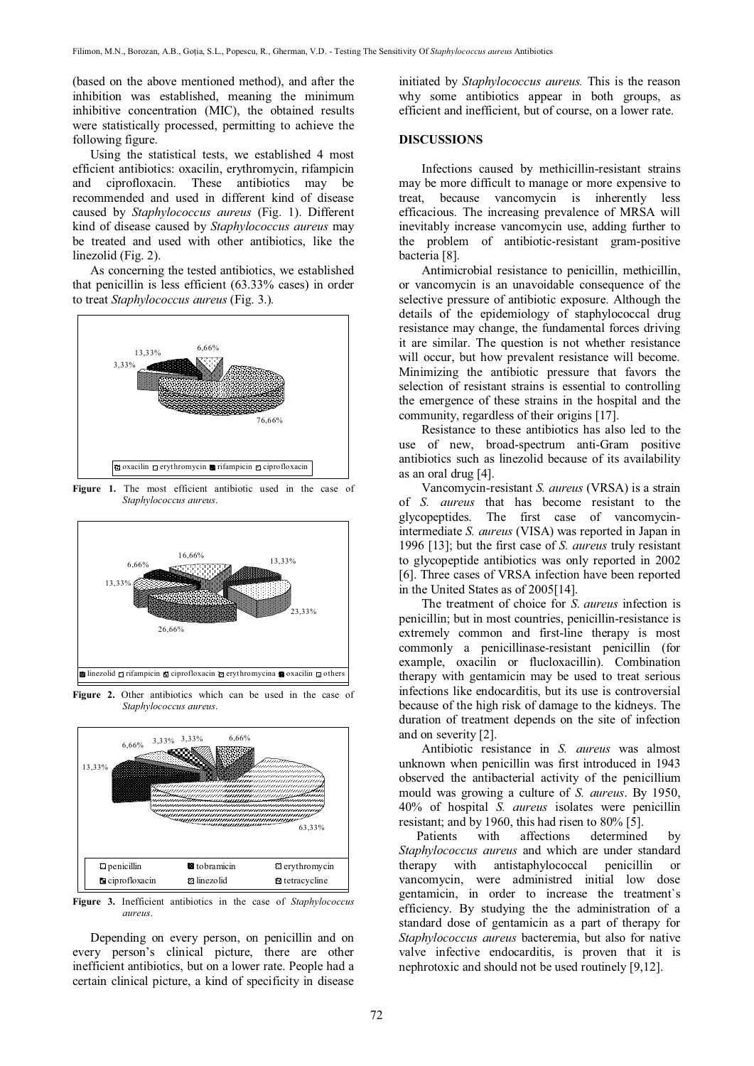(based on the above mentioned method), and after the inhibition was established, meaning the minimum inhibitive concentration (MIC), the obtained results were statistically processed, permitting to achieve the following figure.

Using the statistical tests, we established 4 most efficient antibiotics: oxacilin, erythromycin, rifampicin and ciprofloxacin. These antibiotics may be recommended and used in different kind of disease caused by *Staphylococcus aureus* (Fig. 1). Different kind of disease caused by *Staphylococcus aureus* may be treated and used with other antibiotics, like the linezolid (Fig. 2).

As concerning the tested antibiotics, we established that penicillin is less efficient (63.33% cases) in order to treat *Staphylococcus aureus* (Fig. 3.).

13,33% 6,66% 3,33% 76,66%

oxacilin erythromycin rifampicin ciprofloxacin

**Figure 1.** The most efficient antibiotic used in the case of *Staphylococcus aureus*.

16,66% 6,66% 13,33% 13,33% 23,33% 26,66%

linezolid rifampicin ciprofloxacin erythromycina oxacilin others

**Figure 2.** Other antibiotics which can be used in the case of *Staphylococcus aureus*.

6,66% 3,33% 3,33% 6,66% 13,33% 63,33%

penicillin tobramicin erythromycin ciprofloxacin linezolid tetracycline

**Figure 3.** Inefficient antibiotics in the case of *Staphylococcus aureus*.

Depending on every person, on penicillin and on every person's clinical picture, there are other inefficient antibiotics, but on a lower rate. People had a certain clinical picture, a kind of specificity in disease initiated by *Staphylococcus aureus.* This is the reason why some antibiotics appear in both groups, as efficient and inefficient, but of course, on a lower rate.

## DISCUSSIONS

Infections caused by methicillin-resistant strains may be more difficult to manage or more expensive to treat, because vancomycin is inherently less efficacious. The increasing prevalence of MRSA will inevitably increase vancomycin use, adding further to the problem of antibiotic-resistant gram-positive bacteria [8].

Antimicrobial resistance to penicillin, methicillin, or vancomycin is an unavoidable consequence of the selective pressure of antibiotic exposure. Although the details of the epidemiology of staphylococcal drug resistance may change, the fundamental forces driving it are similar. The question is not whether resistance will occur, but how prevalent resistance will become. Minimizing the antibiotic pressure that favors the selection of resistant strains is essential to controlling the emergence of these strains in the hospital and the community, regardless of their origins [17].

Resistance to these antibiotics has also led to the use of new, broad-spectrum anti-Gram positive antibiotics such as linezolid because of its availability as an oral drug [4].

Vancomycin-resistant *S. aureus* (VRSA) is a strain of *S. aureus* that has become resistant to the glycopeptides. The first case of vancomycin-intermediate *S. aureus* (VISA) was reported in Japan in 1996 [13]; but the first case of *S. aureus* truly resistant to glycopeptide antibiotics was only reported in 2002 [6]. Three cases of VRSA infection have been reported in the United States as of 2005[14].

The treatment of choice for *S. aureus* infection is penicillin; but in most countries, penicillin-resistance is extremely common and first-line therapy is most commonly a penicillinase-resistant penicillin (for example, oxacilin or flucloxacillin). Combination therapy with gentamicin may be used to treat serious infections like endocarditis, but its use is controversial because of the high risk of damage to the kidneys. The duration of treatment depends on the site of infection and on severity [2].

Antibiotic resistance in *S. aureus* was almost unknown when penicillin was first introduced in 1943 observed the antibacterial activity of the penicillium mould was growing a culture of *S. aureus*. By 1950, 40% of hospital *S. aureus* isolates were penicillin resistant; and by 1960, this had risen to 80% [5].

Patients with affections determined by *Staphylococcus aureus* and which are under standard therapy with antistaphylococcal penicillin or vancomycin, were administred initial low dose gentamicin, in order to increase the treatment`s efficiency. By studying the the administration of a standard dose of gentamicin as a part of therapy for *Staphylococcus aureus* bacteremia, but also for native valve infective endocarditis, is proven that it is nephrotoxic and should not be used routinely [9,12].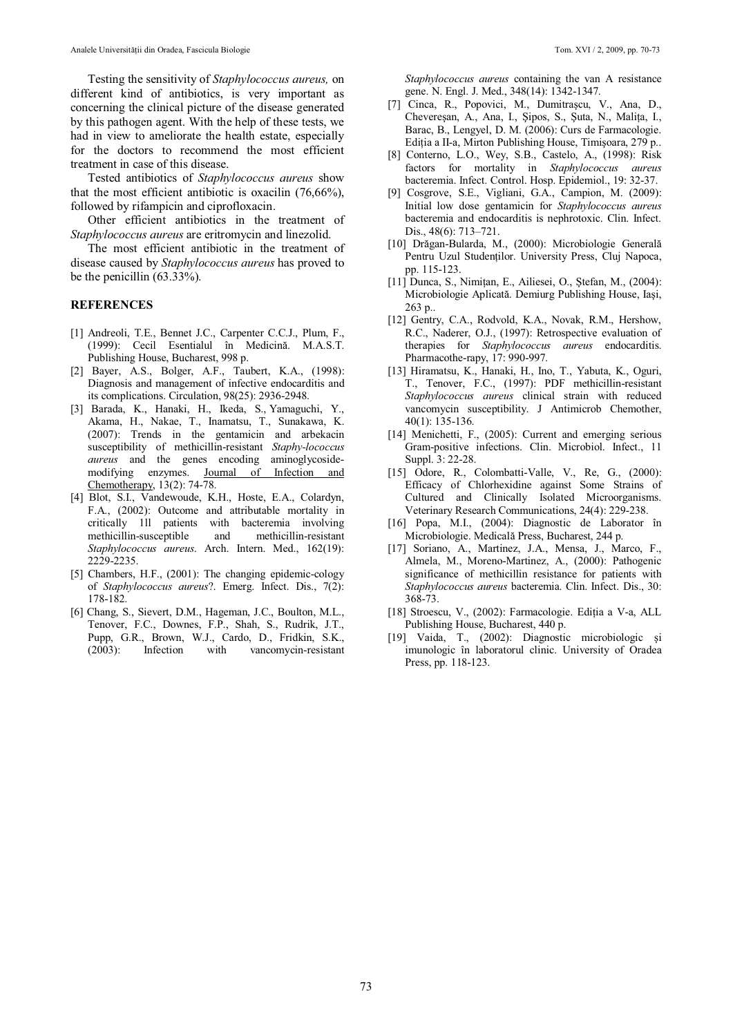Testing the sensitivity of *Staphylococcus aureus,* on different kind of antibiotics, is very important as concerning the clinical picture of the disease generated by this pathogen agent. With the help of these tests, we had in view to ameliorate the health estate, especially for the doctors to recommend the most efficient treatment in case of this disease.

Tested antibiotics of *Staphylococcus aureus* show that the most efficient antibiotic is oxacilin (76,66%), followed by rifampicin and ciprofloxacin.

Other efficient antibiotics in the treatment of *Staphylococcus aureus* are eritromycin and linezolid.

The most efficient antibiotic in the treatment of disease caused by *Staphylococcus aureus* has proved to be the penicillin (63.33%).

## REFERENCES

[1] Andreoli, T.E., Bennet J.C., Carpenter C.C.J., Plum, F., (1999): Cecil Esentialul în Medicină. M.A.S.T. Publishing House, Bucharest, 998 p.

[2] Bayer, A.S., Bolger, A.F., Taubert, K.A., (1998): Diagnosis and management of infective endocarditis and its complications. Circulation, 98(25): 2936-2948.

[3] Barada, K., Hanaki, H., Ikeda, S., Yamaguchi, Y., Akama, H., Nakae, T., Inamatsu, T., Sunakawa, K. (2007): Trends in the gentamicin and arbekacin susceptibility of methicillin-resistant *Staphy-lococcus aureus* and the genes encoding aminoglycoside-modifying enzymes. Journal of Infection and Chemotherapy, 13(2): 74-78.

[4] Blot, S.I., Vandewoude, K.H., Hoste, E.A., Colardyn, F.A., (2002): Outcome and attributable mortality in critically 1ll patients with bacteremia involving methicillin-susceptible and methicillin-resistant *Staphylococcus aureus*. Arch. Intern. Med., 162(19): 2229-2235.

[5] Chambers, H.F., (2001): The changing epidemic-cology of *Staphylococcus aureus*?. Emerg. Infect. Dis., 7(2): 178-182.

[6] Chang, S., Sievert, D.M., Hageman, J.C., Boulton, M.L., Tenover, F.C., Downes, F.P., Shah, S., Rudrik, J.T., Pupp, G.R., Brown, W.J., Cardo, D., Fridkin, S.K., (2003): Infection with vancomycin-resistant *Staphylococcus aureus* containing the van A resistance gene. N. Engl. J. Med., 348(14): 1342-1347.

[7] Cinca, R., Popovici, M., Dumitraşcu, V., Ana, D., Chevereşan, A., Ana, I., Şipos, S., Şuta, N., Maliţa, I., Barac, B., Lengyel, D. M. (2006): Curs de Farmacologie. Ediţia a II-a, Mirton Publishing House, Timişoara, 279 p..

[8] Conterno, L.O., Wey, S.B., Castelo, A., (1998): Risk factors for mortality in *Staphylococcus aureus* bacteremia. Infect. Control. Hosp. Epidemiol., 19: 32-37.

[9] Cosgrove, S.E., Vigliani, G.A., Campion, M. (2009): Initial low dose gentamicin for *Staphylococcus aureus* bacteremia and endocarditis is nephrotoxic. Clin. Infect. Dis., 48(6): 713–721.

[10] Drăgan-Bularda, M., (2000): Microbiologie Generală Pentru Uzul Studenţilor. University Press, Cluj Napoca, pp. 115-123.

[11] Dunca, S., Nimiţan, E., Ailiesei, O., Ştefan, M., (2004): Microbiologie Aplicată. Demiurg Publishing House, Iaşi, 263 p..

[12] Gentry, C.A., Rodvold, K.A., Novak, R.M., Hershow, R.C., Naderer, O.J., (1997): Retrospective evaluation of therapies for *Staphylococcus aureus* endocarditis. Pharmacothe-rapy, 17: 990-997.

[13] Hiramatsu, K., Hanaki, H., Ino, T., Yabuta, K., Oguri, T., Tenover, F.C., (1997): PDF methicillin-resistant *Staphylococcus aureus* clinical strain with reduced vancomycin susceptibility. J Antimicrob Chemother, 40(1): 135-136.

[14] Menichetti, F., (2005): Current and emerging serious Gram-positive infections. Clin. Microbiol. Infect., 11 Suppl. 3: 22-28.

[15] Odore, R., Colombatti-Valle, V., Re, G., (2000): Efficacy of Chlorhexidine against Some Strains of Cultured and Clinically Isolated Microorganisms. Veterinary Research Communications, 24(4): 229-238.

[16] Popa, M.I., (2004): Diagnostic de Laborator în Microbiologie. Medicală Press, Bucharest, 244 p.

[17] Soriano, A., Martinez, J.A., Mensa, J., Marco, F., Almela, M., Moreno-Martinez, A., (2000): Pathogenic significance of methicillin resistance for patients with *Staphylococcus aureus* bacteremia. Clin. Infect. Dis., 30: 368-73.

[18] Stroescu, V., (2002): Farmacologie. Ediţia a V-a, ALL Publishing House, Bucharest, 440 p.

[19] Vaida, T., (2002): Diagnostic microbiologic şi imunologic în laboratorul clinic. University of Oradea Press, pp. 118-123.